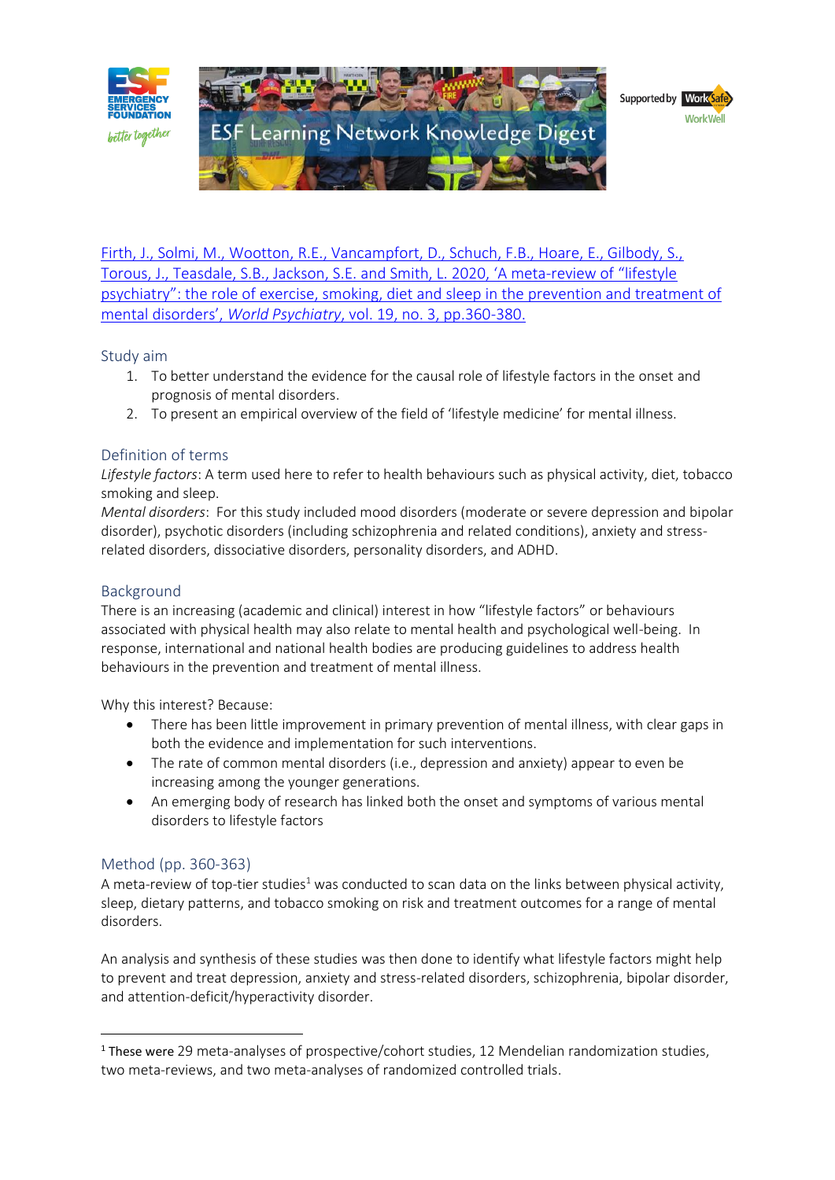# ESF Learning Network Knowledge Digest

[Firth, J., Solmi, M., Wootton, R.E., Vancampfort, D., Schuch, F.B., Hoare, E., Gilbody, S., Torous, J., Teasdale, S.B., Jackson, S.E. and Smith, L. 2020, 'A meta-review of "lifestyle psychiatry": the role of exercise, smoking, diet and sleep in the prevention and treatment of mental disorders', *World Psychiatry*, vol. 19, no. 3, pp.360-380.]

## Study aim

1. To better understand the evidence for the causal role of lifestyle factors in the onset and prognosis of mental disorders.
2. To present an empirical overview of the field of 'lifestyle medicine' for mental illness.

## Definition of terms

*Lifestyle factors*: A term used here to refer to health behaviours such as physical activity, diet, tobacco smoking and sleep.

*Mental disorders*: For this study included mood disorders (moderate or severe depression and bipolar disorder), psychotic disorders (including schizophrenia and related conditions), anxiety and stress-related disorders, dissociative disorders, personality disorders, and ADHD.

## Background

There is an increasing (academic and clinical) interest in how "lifestyle factors" or behaviours associated with physical health may also relate to mental health and psychological well-being. In response, international and national health bodies are producing guidelines to address health behaviours in the prevention and treatment of mental illness.

Why this interest? Because:

- There has been little improvement in primary prevention of mental illness, with clear gaps in both the evidence and implementation for such interventions.
- The rate of common mental disorders (i.e., depression and anxiety) appear to even be increasing among the younger generations.
- An emerging body of research has linked both the onset and symptoms of various mental disorders to lifestyle factors

## Method (pp. 360-363)

A meta-review of top-tier studies[1] was conducted to scan data on the links between physical activity, sleep, dietary patterns, and tobacco smoking on risk and treatment outcomes for a range of mental disorders.

An analysis and synthesis of these studies was then done to identify what lifestyle factors might help to prevent and treat depression, anxiety and stress-related disorders, schizophrenia, bipolar disorder, and attention-deficit/hyperactivity disorder.

---

[1] These were 29 meta-analyses of prospective/cohort studies, 12 Mendelian randomization studies, two meta-reviews, and two meta-analyses of randomized controlled trials.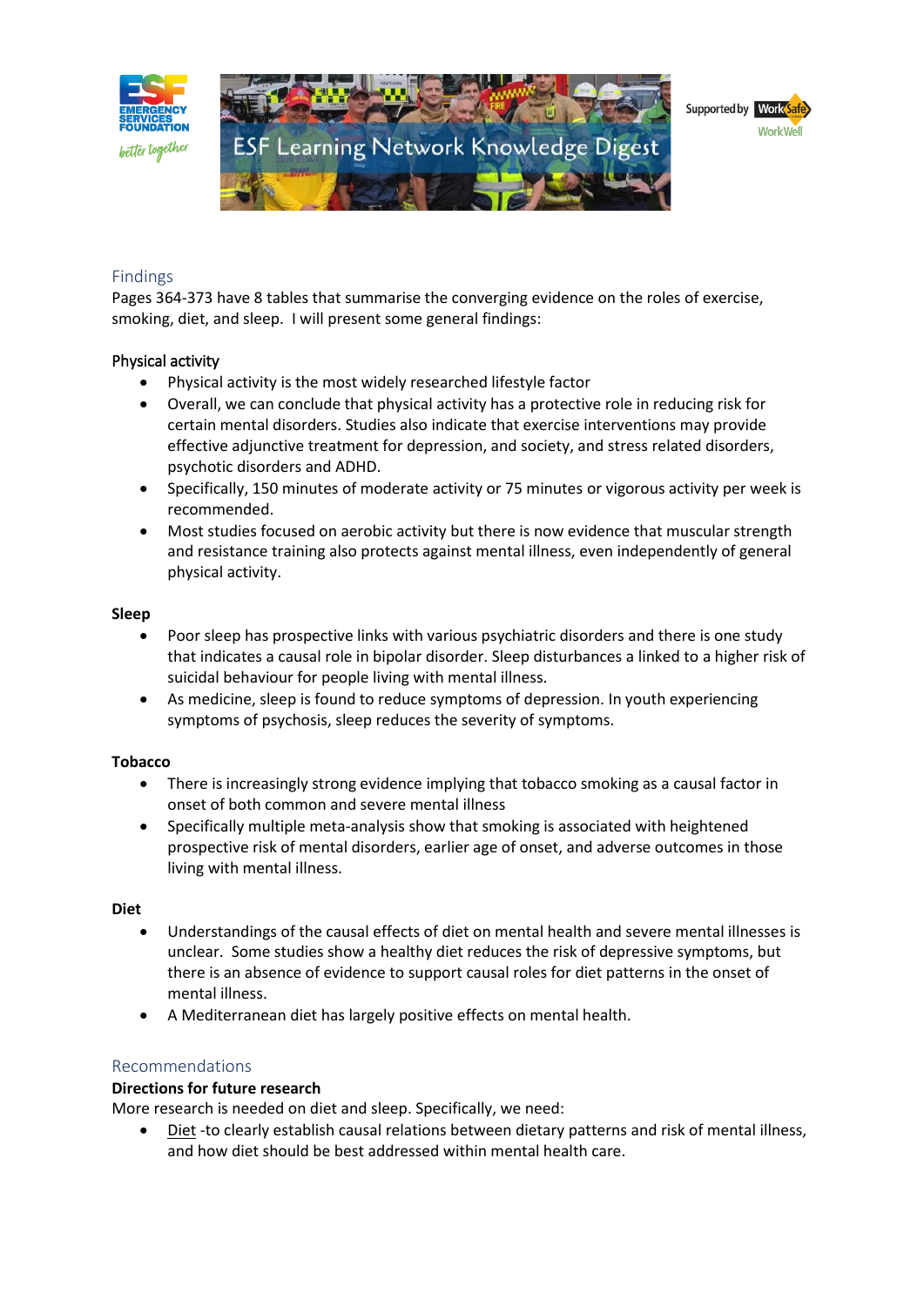## Findings

Pages 364-373 have 8 tables that summarise the converging evidence on the roles of exercise, smoking, diet, and sleep. I will present some general findings:

### Physical activity

- Physical activity is the most widely researched lifestyle factor
- Overall, we can conclude that physical activity has a protective role in reducing risk for certain mental disorders. Studies also indicate that exercise interventions may provide effective adjunctive treatment for depression, and society, and stress related disorders, psychotic disorders and ADHD.
- Specifically, 150 minutes of moderate activity or 75 minutes or vigorous activity per week is recommended.
- Most studies focused on aerobic activity but there is now evidence that muscular strength and resistance training also protects against mental illness, even independently of general physical activity.

### Sleep

- Poor sleep has prospective links with various psychiatric disorders and there is one study that indicates a causal role in bipolar disorder. Sleep disturbances a linked to a higher risk of suicidal behaviour for people living with mental illness.
- As medicine, sleep is found to reduce symptoms of depression. In youth experiencing symptoms of psychosis, sleep reduces the severity of symptoms.

### Tobacco

- There is increasingly strong evidence implying that tobacco smoking as a causal factor in onset of both common and severe mental illness
- Specifically multiple meta-analysis show that smoking is associated with heightened prospective risk of mental disorders, earlier age of onset, and adverse outcomes in those living with mental illness.

### Diet

- Understandings of the causal effects of diet on mental health and severe mental illnesses is unclear. Some studies show a healthy diet reduces the risk of depressive symptoms, but there is an absence of evidence to support causal roles for diet patterns in the onset of mental illness.
- A Mediterranean diet has largely positive effects on mental health.

## Recommendations

### Directions for future research

More research is needed on diet and sleep. Specifically, we need:

- Diet -to clearly establish causal relations between dietary patterns and risk of mental illness, and how diet should be best addressed within mental health care.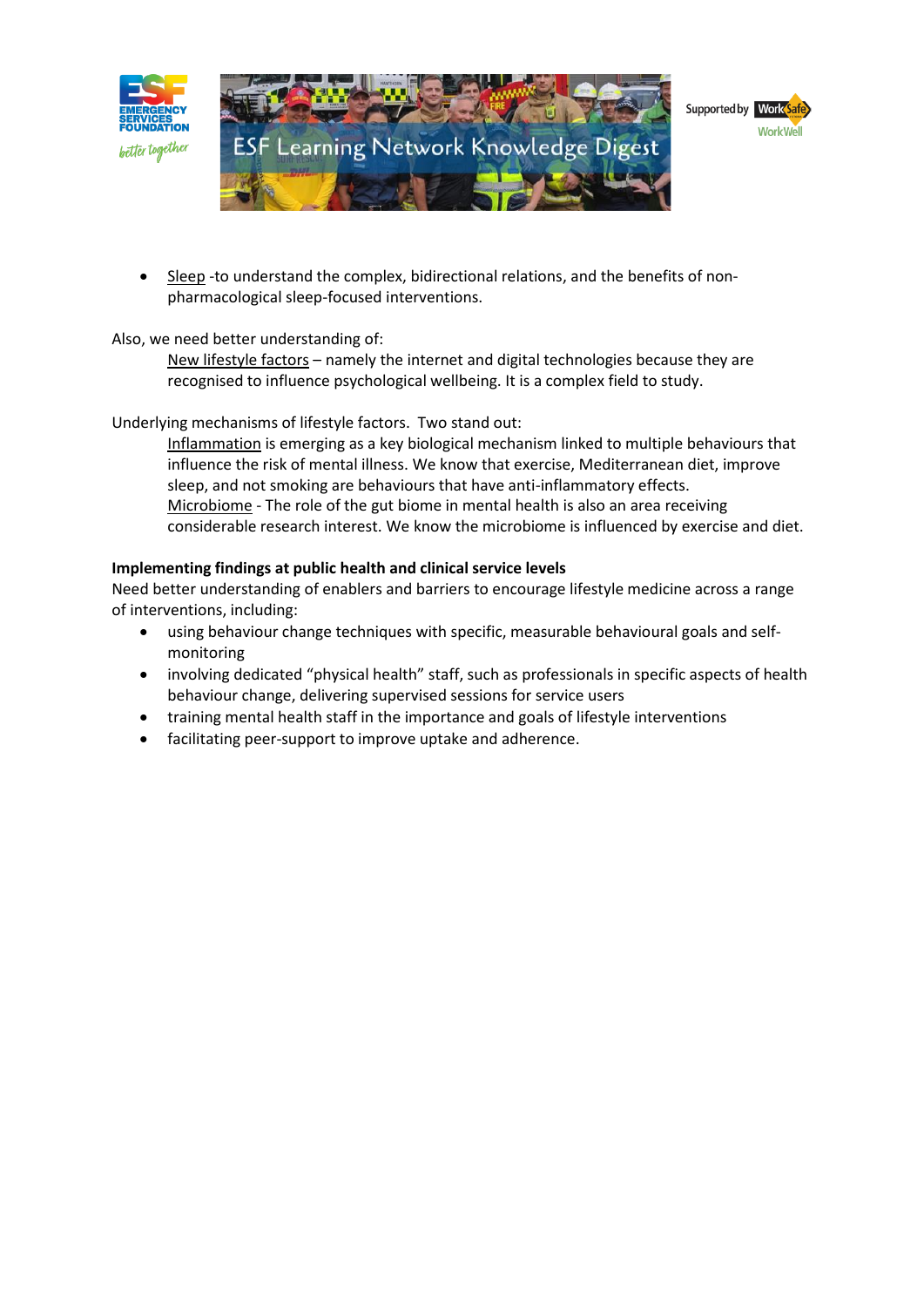- <u>Sleep</u> -to understand the complex, bidirectional relations, and the benefits of non-pharmacological sleep-focused interventions.

Also, we need better understanding of:

<u>New lifestyle factors</u> – namely the internet and digital technologies because they are recognised to influence psychological wellbeing. It is a complex field to study.

Underlying mechanisms of lifestyle factors. Two stand out:

<u>Inflammation</u> is emerging as a key biological mechanism linked to multiple behaviours that influence the risk of mental illness. We know that exercise, Mediterranean diet, improve sleep, and not smoking are behaviours that have anti-inflammatory effects.

<u>Microbiome</u> - The role of the gut biome in mental health is also an area receiving considerable research interest. We know the microbiome is influenced by exercise and diet.

**Implementing findings at public health and clinical service levels**

Need better understanding of enablers and barriers to encourage lifestyle medicine across a range of interventions, including:

- using behaviour change techniques with specific, measurable behavioural goals and self-monitoring
- involving dedicated "physical health" staff, such as professionals in specific aspects of health behaviour change, delivering supervised sessions for service users
- training mental health staff in the importance and goals of lifestyle interventions
- facilitating peer-support to improve uptake and adherence.